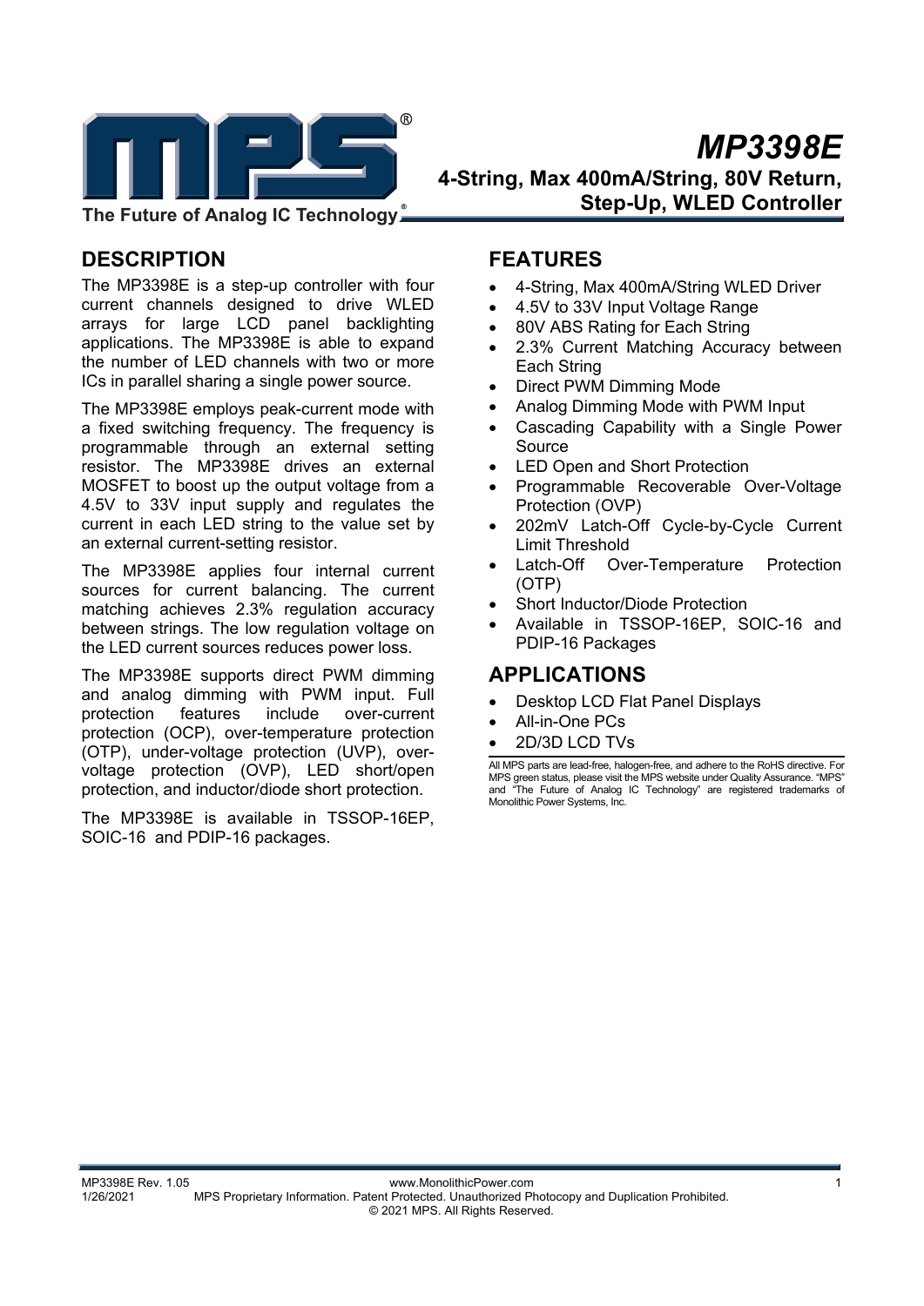# MP3398E

## 4-String, Max 400mA/String, 80V Return, Step-Up, WLED Controller

The Future of Analog IC Technology®

## DESCRIPTION

The MP3398E is a step-up controller with four current channels designed to drive WLED arrays for large LCD panel backlighting applications. The MP3398E is able to expand the number of LED channels with two or more ICs in parallel sharing a single power source.

The MP3398E employs peak-current mode with a fixed switching frequency. The frequency is programmable through an external setting resistor. The MP3398E drives an external MOSFET to boost up the output voltage from a 4.5V to 33V input supply and regulates the current in each LED string to the value set by an external current-setting resistor.

The MP3398E applies four internal current sources for current balancing. The current matching achieves 2.3% regulation accuracy between strings. The low regulation voltage on the LED current sources reduces power loss.

The MP3398E supports direct PWM dimming and analog dimming with PWM input. Full protection features include over-current protection (OCP), over-temperature protection (OTP), under-voltage protection (UVP), over-voltage protection (OVP), LED short/open protection, and inductor/diode short protection.

The MP3398E is available in TSSOP-16EP, SOIC-16 and PDIP-16 packages.

## FEATURES

- 4-String, Max 400mA/String WLED Driver
- 4.5V to 33V Input Voltage Range
- 80V ABS Rating for Each String
- 2.3% Current Matching Accuracy between Each String
- Direct PWM Dimming Mode
- Analog Dimming Mode with PWM Input
- Cascading Capability with a Single Power Source
- LED Open and Short Protection
- Programmable Recoverable Over-Voltage Protection (OVP)
- 202mV Latch-Off Cycle-by-Cycle Current Limit Threshold
- Latch-Off Over-Temperature Protection (OTP)
- Short Inductor/Diode Protection
- Available in TSSOP-16EP, SOIC-16 and PDIP-16 Packages

## APPLICATIONS

- Desktop LCD Flat Panel Displays
- All-in-One PCs
- 2D/3D LCD TVs

All MPS parts are lead-free, halogen-free, and adhere to the RoHS directive. For MPS green status, please visit the MPS website under Quality Assurance. "MPS" and "The Future of Analog IC Technology" are registered trademarks of Monolithic Power Systems, Inc.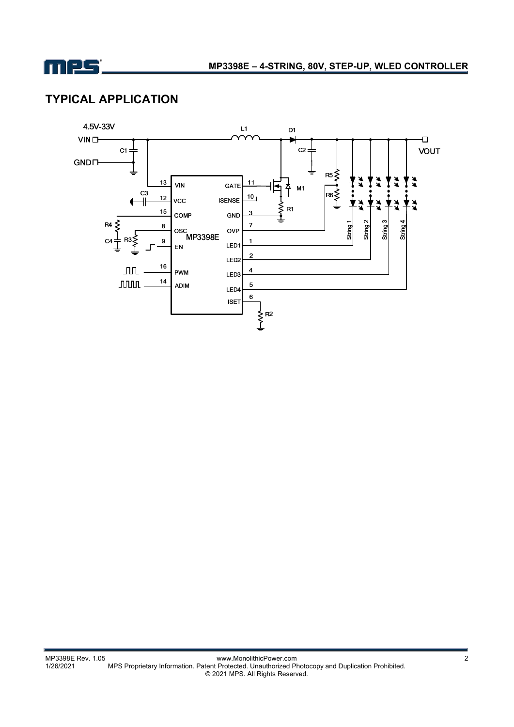## TYPICAL APPLICATION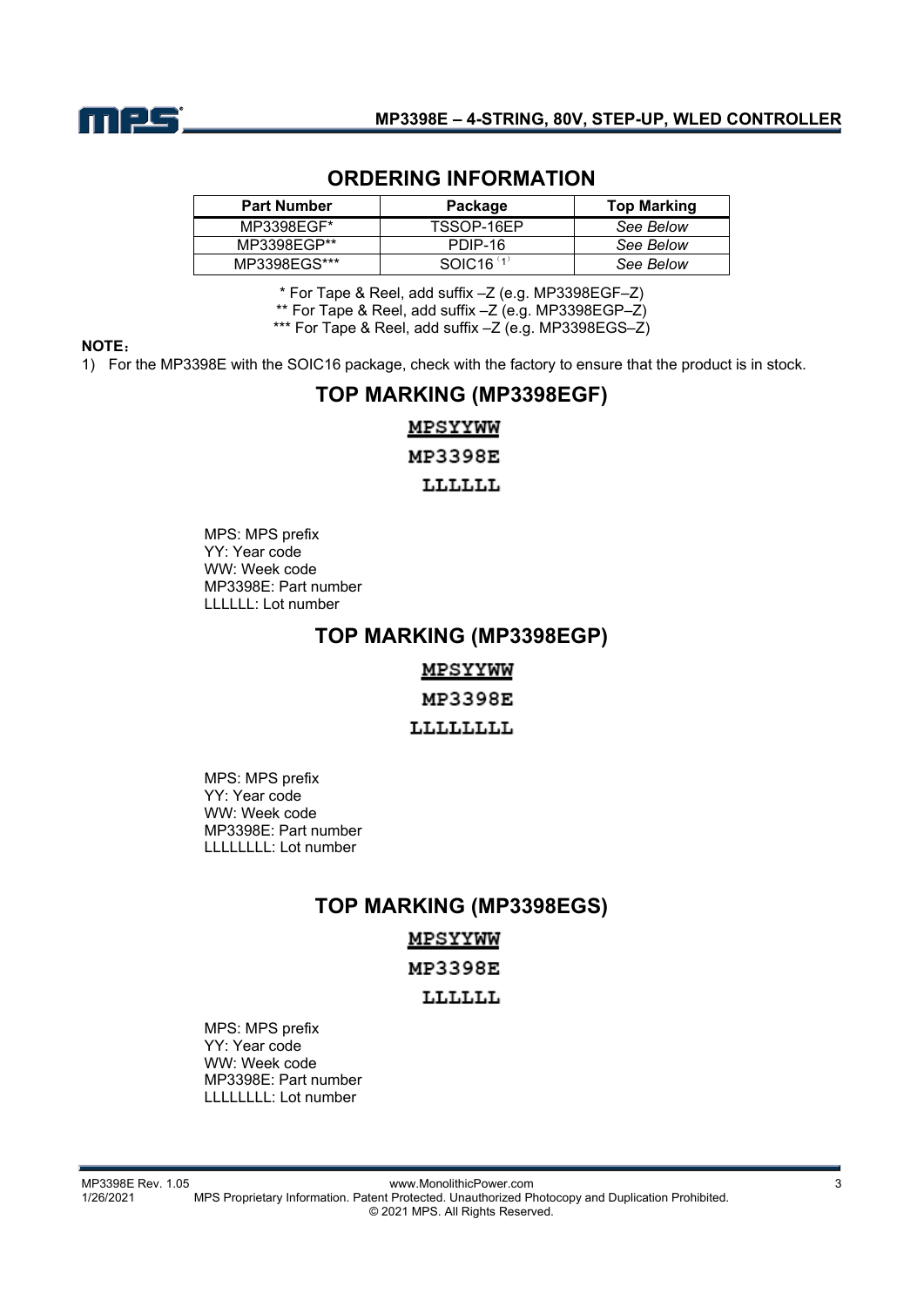## ORDERING INFORMATION

| Part Number | Package | Top Marking |
|---|---|---|
| MP3398EGF* | TSSOP-16EP | *See Below* |
| MP3398EGP** | PDIP-16 | *See Below* |
| MP3398EGS*** | SOIC16 (1) | *See Below* |

* For Tape & Reel, add suffix –Z (e.g. MP3398EGF–Z)

** For Tape & Reel, add suffix –Z (e.g. MP3398EGP–Z)

*** For Tape & Reel, add suffix –Z (e.g. MP3398EGS–Z)

**NOTE：**

1) For the MP3398E with the SOIC16 package, check with the factory to ensure that the product is in stock.

## TOP MARKING (MP3398EGF)

MPSYYWW
MP3398E
LLLLLL

MPS: MPS prefix
YY: Year code
WW: Week code
MP3398E: Part number
LLLLLL: Lot number

## TOP MARKING (MP3398EGP)

MPSYYWW
MP3398E
LLLLLLLL

MPS: MPS prefix
YY: Year code
WW: Week code
MP3398E: Part number
LLLLLLLL: Lot number

## TOP MARKING (MP3398EGS)

MPSYYWW
MP3398E
LLLLLL

MPS: MPS prefix
YY: Year code
WW: Week code
MP3398E: Part number
LLLLLLLL: Lot number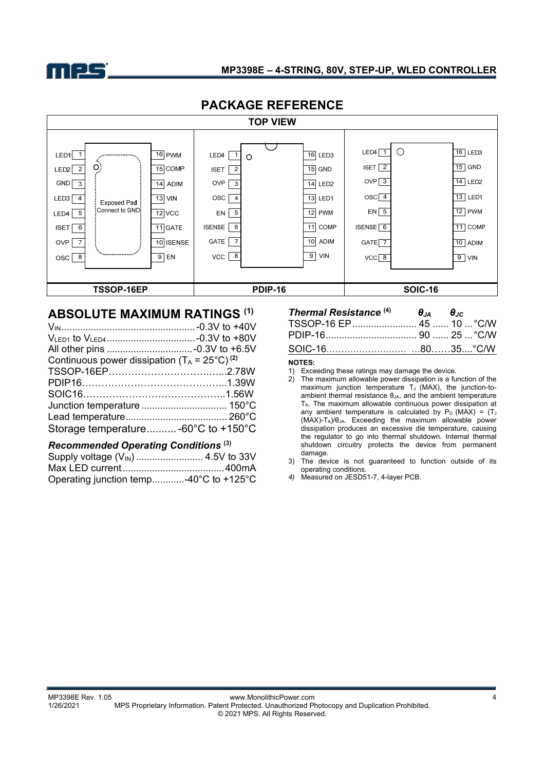## PACKAGE REFERENCE

**TOP VIEW**

| TSSOP-16EP | | PDIP-16 | | SOIC-16 | |
|---|---|---|---|---|---|
| 1 LED1 | 16 PWM | 1 LED4 | 16 LED3 | 1 LED4 | 16 LED3 |
| 2 LED2 | 15 COMP | 2 ISET | 15 GND | 2 ISET | 15 GND |
| 3 GND | 14 ADIM | 3 OVP | 14 LED2 | 3 OVP | 14 LED2 |
| 4 LED3 | 13 VIN | 4 OSC | 13 LED1 | 4 OSC | 13 LED1 |
| 5 LED4 | 12 VCC | 5 EN | 12 PWM | 5 EN | 12 PWM |
| 6 ISET | 11 GATE | 6 ISENSE | 11 COMP | 6 ISENSE | 11 COMP |
| 7 OVP | 10 ISENSE | 7 GATE | 10 ADIM | 7 GATE | 10 ADIM |
| 8 OSC | 9 EN | 8 VCC | 9 VIN | 8 VCC | 9 VIN |

TSSOP-16EP: Exposed Pad Connect to GND

## ABSOLUTE MAXIMUM RATINGS [1]

$V_{IN}$ .................................................. -0.3V to +40V
$V_{LED1}$ to $V_{LED4}$ ................................ -0.3V to +80V
All other pins ................................ -0.3V to +6.5V
Continuous power dissipation ($T_A$ = 25°C) [2]
TSSOP-16EP……………………………….....2.78W
PDIP16………………………………………...1.39W
SOIC16……………………………………….1.56W
Junction temperature ................................ 150°C
Lead temperature...................................... 260°C
Storage temperature.......... -60°C to +150°C

### *Recommended Operating Conditions* [3]

Supply voltage ($V_{IN}$) ......................... 4.5V to 33V
Max LED current ..................................... 400mA
Operating junction temp............-40°C to +125°C

| *Thermal Resistance* [4] | $\theta_{JA}$ | $\theta_{JC}$ | |
|---|---|---|---|
| TSSOP-16 EP | 45 | 10 | °C/W |
| PDIP-16 | 90 | 25 | °C/W |
| SOIC-16 | 80 | 35 | °C/W |

**NOTES:**

1) Exceeding these ratings may damage the device.
2) The maximum allowable power dissipation is a function of the maximum junction temperature $T_J$ (MAX), the junction-to-ambient thermal resistance $\theta_{JA}$, and the ambient temperature $T_A$. The maximum allowable continuous power dissipation at any ambient temperature is calculated by $P_D$ (MAX) = ($T_J$ (MAX)-$T_A$)/$\theta_{JA}$. Exceeding the maximum allowable power dissipation produces an excessive die temperature, causing the regulator to go into thermal shutdown. Internal thermal shutdown circuitry protects the device from permanent damage.
3) The device is not guaranteed to function outside of its operating conditions.
4) Measured on JESD51-7, 4-layer PCB.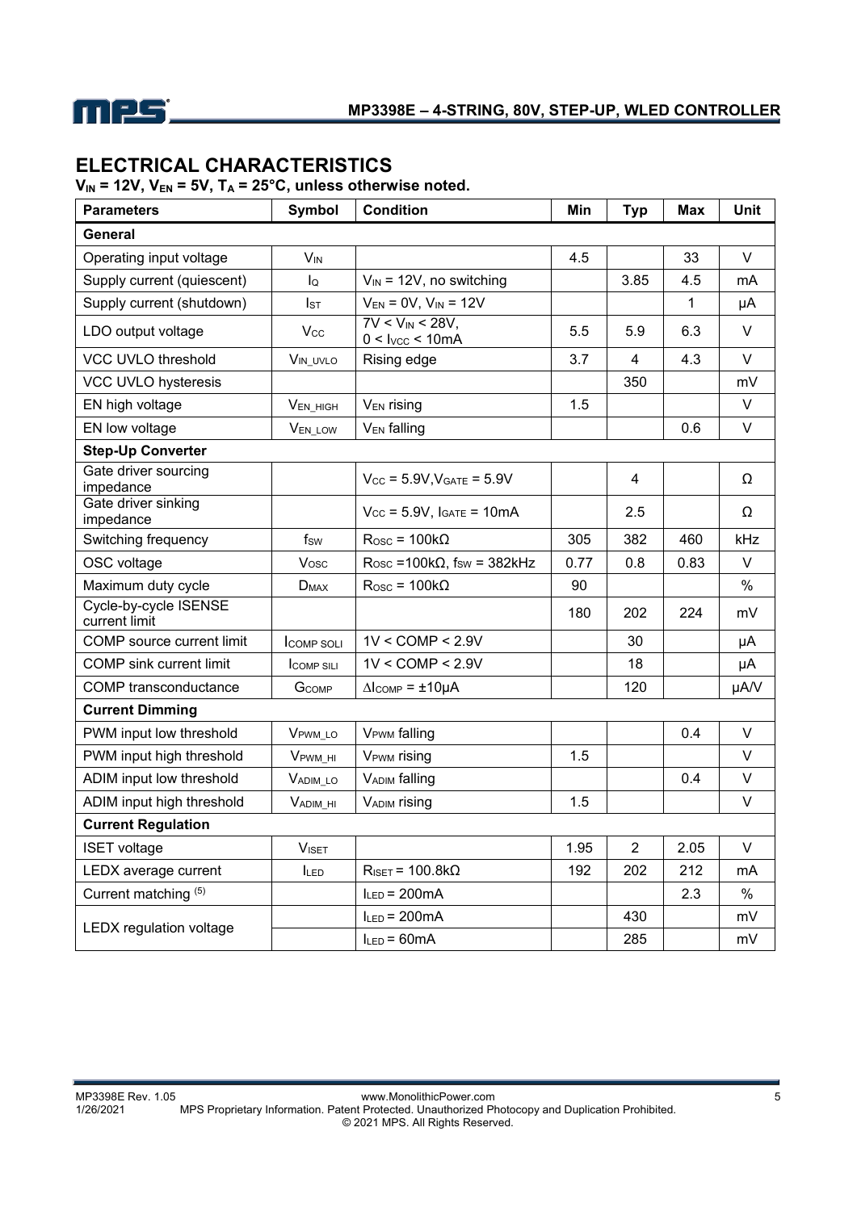## ELECTRICAL CHARACTERISTICS

**$V_{IN}$ = 12V, $V_{EN}$ = 5V, $T_A$ = 25°C, unless otherwise noted.**

| Parameters | Symbol | Condition | Min | Typ | Max | Unit |
|---|---|---|---|---|---|---|
| **General** | | | | | | |
| Operating input voltage | $V_{IN}$ | | 4.5 | | 33 | V |
| Supply current (quiescent) | $I_Q$ | $V_{IN}$ = 12V, no switching | | 3.85 | 4.5 | mA |
| Supply current (shutdown) | $I_{ST}$ | $V_{EN}$ = 0V, $V_{IN}$ = 12V | | | 1 | μA |
| LDO output voltage | $V_{CC}$ | 7V < $V_{IN}$ < 28V, 0 < $I_{VCC}$ < 10mA | 5.5 | 5.9 | 6.3 | V |
| VCC UVLO threshold | $V_{IN\_UVLO}$ | Rising edge | 3.7 | 4 | 4.3 | V |
| VCC UVLO hysteresis | | | | 350 | | mV |
| EN high voltage | $V_{EN\_HIGH}$ | $V_{EN}$ rising | 1.5 | | | V |
| EN low voltage | $V_{EN\_LOW}$ | $V_{EN}$ falling | | | 0.6 | V |
| **Step-Up Converter** | | | | | | |
| Gate driver sourcing impedance | | $V_{CC}$ = 5.9V, $V_{GATE}$ = 5.9V | | 4 | | Ω |
| Gate driver sinking impedance | | $V_{CC}$ = 5.9V, $I_{GATE}$ = 10mA | | 2.5 | | Ω |
| Switching frequency | $f_{SW}$ | $R_{OSC}$ = 100kΩ | 305 | 382 | 460 | kHz |
| OSC voltage | $V_{OSC}$ | $R_{OSC}$ =100kΩ, $f_{SW}$ = 382kHz | 0.77 | 0.8 | 0.83 | V |
| Maximum duty cycle | $D_{MAX}$ | $R_{OSC}$ = 100kΩ | 90 | | | % |
| Cycle-by-cycle ISENSE current limit | | | 180 | 202 | 224 | mV |
| COMP source current limit | $I_{COMP\ SOLI}$ | 1V < COMP < 2.9V | | 30 | | μA |
| COMP sink current limit | $I_{COMP\ SILI}$ | 1V < COMP < 2.9V | | 18 | | μA |
| COMP transconductance | $G_{COMP}$ | $\Delta I_{COMP}$ = ±10μA | | 120 | | μA/V |
| **Current Dimming** | | | | | | |
| PWM input low threshold | $V_{PWM\_LO}$ | $V_{PWM}$ falling | | | 0.4 | V |
| PWM input high threshold | $V_{PWM\_HI}$ | $V_{PWM}$ rising | 1.5 | | | V |
| ADIM input low threshold | $V_{ADIM\_LO}$ | $V_{ADIM}$ falling | | | 0.4 | V |
| ADIM input high threshold | $V_{ADIM\_HI}$ | $V_{ADIM}$ rising | 1.5 | | | V |
| **Current Regulation** | | | | | | |
| ISET voltage | $V_{ISET}$ | | 1.95 | 2 | 2.05 | V |
| LEDX average current | $I_{LED}$ | $R_{ISET}$ = 100.8kΩ | 192 | 202 | 212 | mA |
| Current matching [5] | | $I_{LED}$ = 200mA | | | 2.3 | % |
| LEDX regulation voltage | | $I_{LED}$ = 200mA | | 430 | | mV |
| | | $I_{LED}$ = 60mA | | 285 | | mV |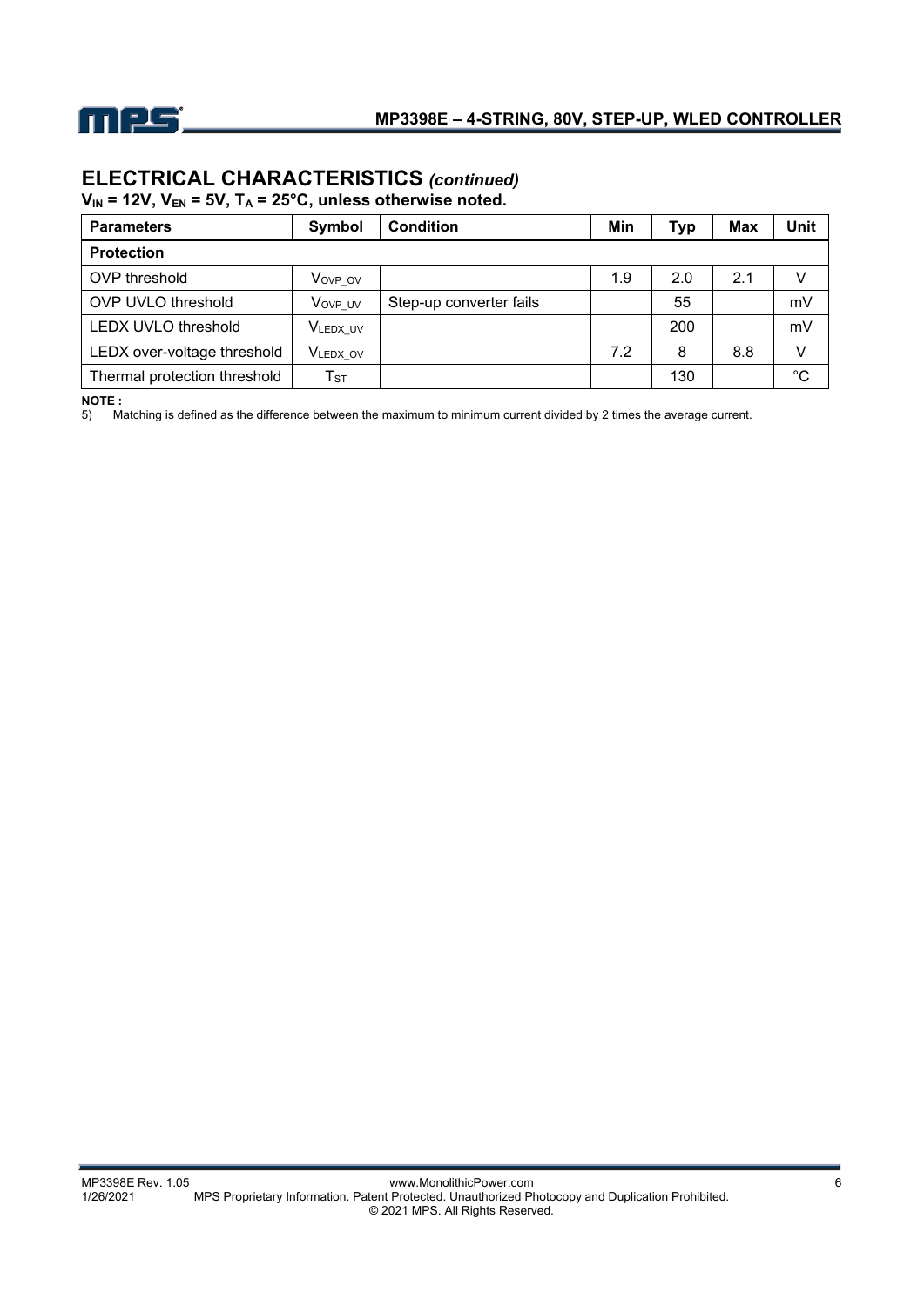## ELECTRICAL CHARACTERISTICS *(continued)*

**$V_{IN}$ = 12V, $V_{EN}$ = 5V, $T_A$ = 25°C, unless otherwise noted.**

| Parameters | Symbol | Condition | Min | Typ | Max | Unit |
|---|---|---|---|---|---|---|
| **Protection** | | | | | | |
| OVP threshold | $V_{OVP\_OV}$ | | 1.9 | 2.0 | 2.1 | V |
| OVP UVLO threshold | $V_{OVP\_UV}$ | Step-up converter fails | | 55 | | mV |
| LEDX UVLO threshold | $V_{LEDX\_UV}$ | | | 200 | | mV |
| LEDX over-voltage threshold | $V_{LEDX\_OV}$ | | 7.2 | 8 | 8.8 | V |
| Thermal protection threshold | $T_{ST}$ | | | 130 | | °C |

**NOTE :**

5) Matching is defined as the difference between the maximum to minimum current divided by 2 times the average current.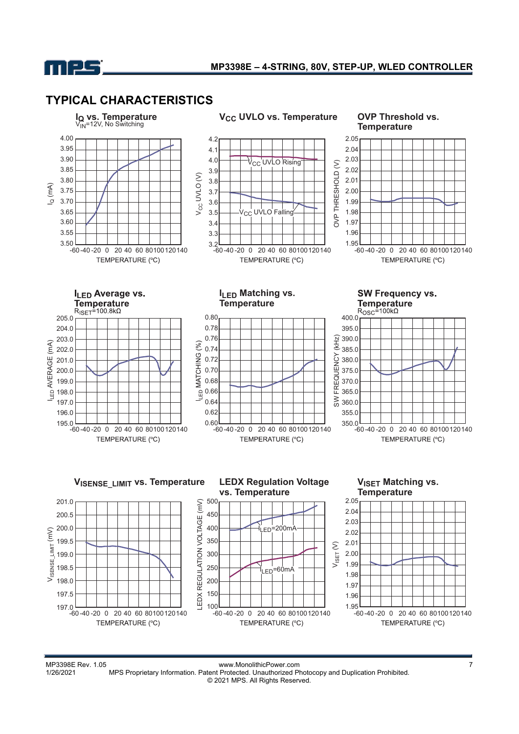## TYPICAL CHARACTERISTICS

**$I_Q$ vs. Temperature**
$V_{IN}$=12V, No Switching

**$V_{CC}$ UVLO vs. Temperature**

**OVP Threshold vs. Temperature**

**$I_{LED}$ Average vs. Temperature**
$R_{ISET}$=100.8kΩ

**$I_{LED}$ Matching vs. Temperature**

**SW Frequency vs. Temperature**
$R_{OSC}$=100kΩ

**$V_{ISENSE\_LIMIT}$ vs. Temperature**

**LEDX Regulation Voltage vs. Temperature**

**$V_{ISET}$ Matching vs. Temperature**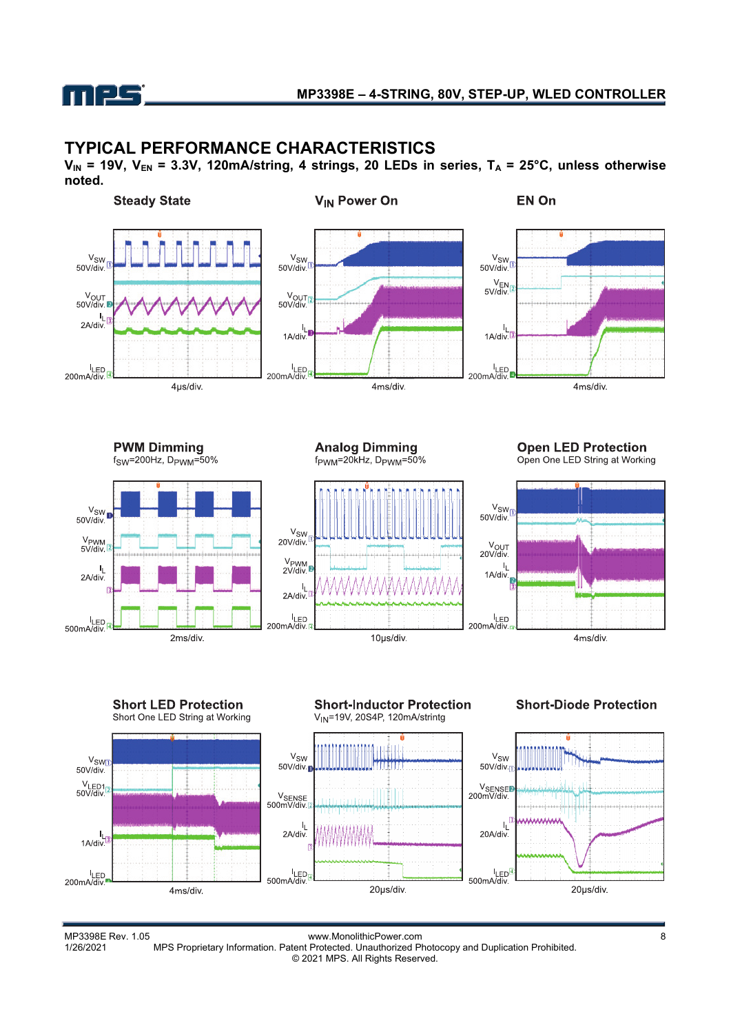## TYPICAL PERFORMANCE CHARACTERISTICS

**$V_{IN}$ = 19V, $V_{EN}$ = 3.3V, 120mA/string, 4 strings, 20 LEDs in series, $T_A$ = 25°C, unless otherwise noted.**

**Steady State**

$V_{SW}$ 50V/div.
$V_{OUT}$ 50V/div.
$I_L$ 2A/div.
$I_{LED}$ 200mA/div.
4μs/div.

**$V_{IN}$ Power On**

$V_{SW}$ 50V/div.
$V_{OUT}$ 50V/div.
$I_L$ 1A/div.
$I_{LED}$ 200mA/div.
4ms/div.

**EN On**

$V_{SW}$ 50V/div.
$V_{EN}$ 5V/div.
$I_L$ 1A/div.
$I_{LED}$ 200mA/div.
4ms/div.

**PWM Dimming**

$f_{SW}$=200Hz, $D_{PWM}$=50%

$V_{SW}$ 50V/div.
$V_{PWM}$ 5V/div.
$I_L$ 2A/div.
$I_{LED}$ 500mA/div.
2ms/div.

**Analog Dimming**

$f_{PWM}$=20kHz, $D_{PWM}$=50%

$V_{SW}$ 20V/div.
$V_{PWM}$ 2V/div.
$I_L$ 2A/div.
$I_{LED}$ 200mA/div.
10μs/div.

**Open LED Protection**

Open One LED String at Working

$V_{SW}$ 50V/div.
$V_{OUT}$ 20V/div.
$I_L$ 1A/div.
$I_{LED}$ 200mA/div.
4ms/div.

**Short LED Protection**

Short One LED String at Working

$V_{SW}$ 50V/div.
$V_{LED1}$ 50V/div.
$I_L$ 1A/div.
$I_{LED}$ 200mA/div.
4ms/div.

**Short-Inductor Protection**

$V_{IN}$=19V, 20S4P, 120mA/strintg

$V_{SW}$ 50V/div.
$V_{SENSE}$ 500mV/div.
$I_L$ 2A/div.
$I_{LED}$ 500mA/div.
20μs/div.

**Short-Diode Protection**

$V_{SW}$ 50V/div.
$V_{SENSE}$ 200mV/div.
$I_L$ 20A/div.
$I_{LED}$ 500mA/div.
20μs/div.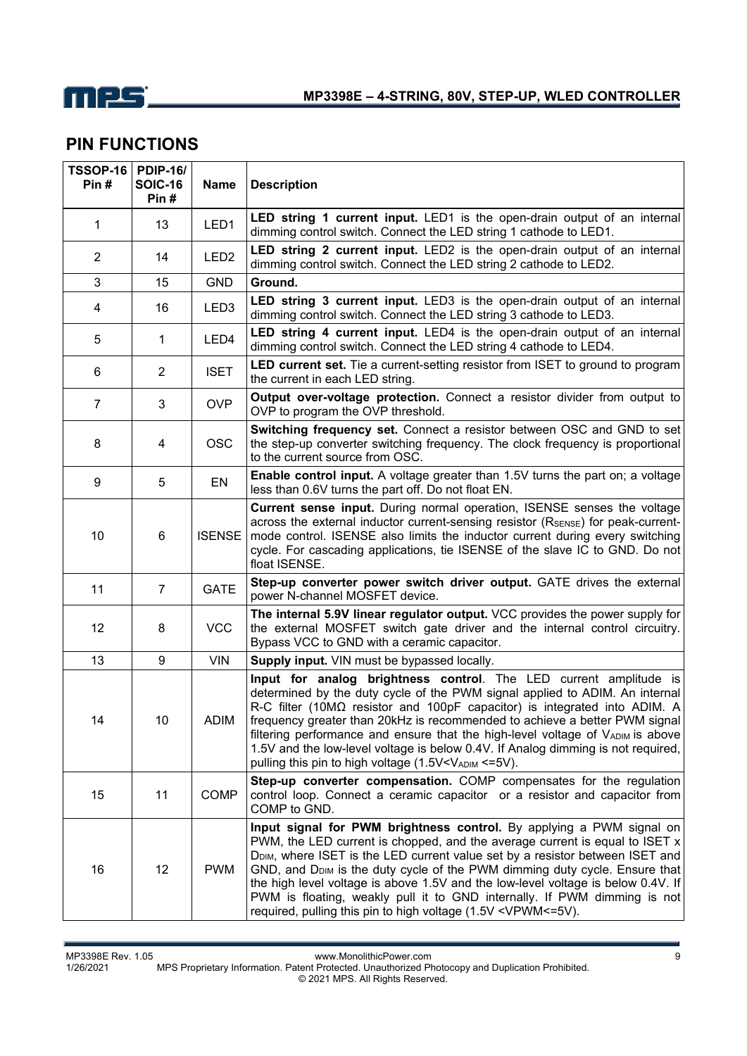## PIN FUNCTIONS

| TSSOP-16 Pin # | PDIP-16/ SOIC-16 Pin # | Name | Description |
|---|---|---|---|
| 1 | 13 | LED1 | **LED string 1 current input.** LED1 is the open-drain output of an internal dimming control switch. Connect the LED string 1 cathode to LED1. |
| 2 | 14 | LED2 | **LED string 2 current input.** LED2 is the open-drain output of an internal dimming control switch. Connect the LED string 2 cathode to LED2. |
| 3 | 15 | GND | **Ground.** |
| 4 | 16 | LED3 | **LED string 3 current input.** LED3 is the open-drain output of an internal dimming control switch. Connect the LED string 3 cathode to LED3. |
| 5 | 1 | LED4 | **LED string 4 current input.** LED4 is the open-drain output of an internal dimming control switch. Connect the LED string 4 cathode to LED4. |
| 6 | 2 | ISET | **LED current set.** Tie a current-setting resistor from ISET to ground to program the current in each LED string. |
| 7 | 3 | OVP | **Output over-voltage protection.** Connect a resistor divider from output to OVP to program the OVP threshold. |
| 8 | 4 | OSC | **Switching frequency set.** Connect a resistor between OSC and GND to set the step-up converter switching frequency. The clock frequency is proportional to the current source from OSC. |
| 9 | 5 | EN | **Enable control input.** A voltage greater than 1.5V turns the part on; a voltage less than 0.6V turns the part off. Do not float EN. |
| 10 | 6 | ISENSE | **Current sense input.** During normal operation, ISENSE senses the voltage across the external inductor current-sensing resistor ($R_{SENSE}$) for peak-current-mode control. ISENSE also limits the inductor current during every switching cycle. For cascading applications, tie ISENSE of the slave IC to GND. Do not float ISENSE. |
| 11 | 7 | GATE | **Step-up converter power switch driver output.** GATE drives the external power N-channel MOSFET device. |
| 12 | 8 | VCC | **The internal 5.9V linear regulator output.** VCC provides the power supply for the external MOSFET switch gate driver and the internal control circuitry. Bypass VCC to GND with a ceramic capacitor. |
| 13 | 9 | VIN | **Supply input.** VIN must be bypassed locally. |
| 14 | 10 | ADIM | **Input for analog brightness control**. The LED current amplitude is determined by the duty cycle of the PWM signal applied to ADIM. An internal R-C filter (10MΩ resistor and 100pF capacitor) is integrated into ADIM. A frequency greater than 20kHz is recommended to achieve a better PWM signal filtering performance and ensure that the high-level voltage of $V_{ADIM}$ is above 1.5V and the low-level voltage is below 0.4V. If Analog dimming is not required, pulling this pin to high voltage (1.5V<$V_{ADIM}$ <=5V). |
| 15 | 11 | COMP | **Step-up converter compensation.** COMP compensates for the regulation control loop. Connect a ceramic capacitor or a resistor and capacitor from COMP to GND. |
| 16 | 12 | PWM | **Input signal for PWM brightness control.** By applying a PWM signal on PWM, the LED current is chopped, and the average current is equal to ISET x $D_{DIM}$, where ISET is the LED current value set by a resistor between ISET and GND, and $D_{DIM}$ is the duty cycle of the PWM dimming duty cycle. Ensure that the high level voltage is above 1.5V and the low-level voltage is below 0.4V. If PWM is floating, weakly pull it to GND internally. If PWM dimming is not required, pulling this pin to high voltage (1.5V <VPWM<=5V). |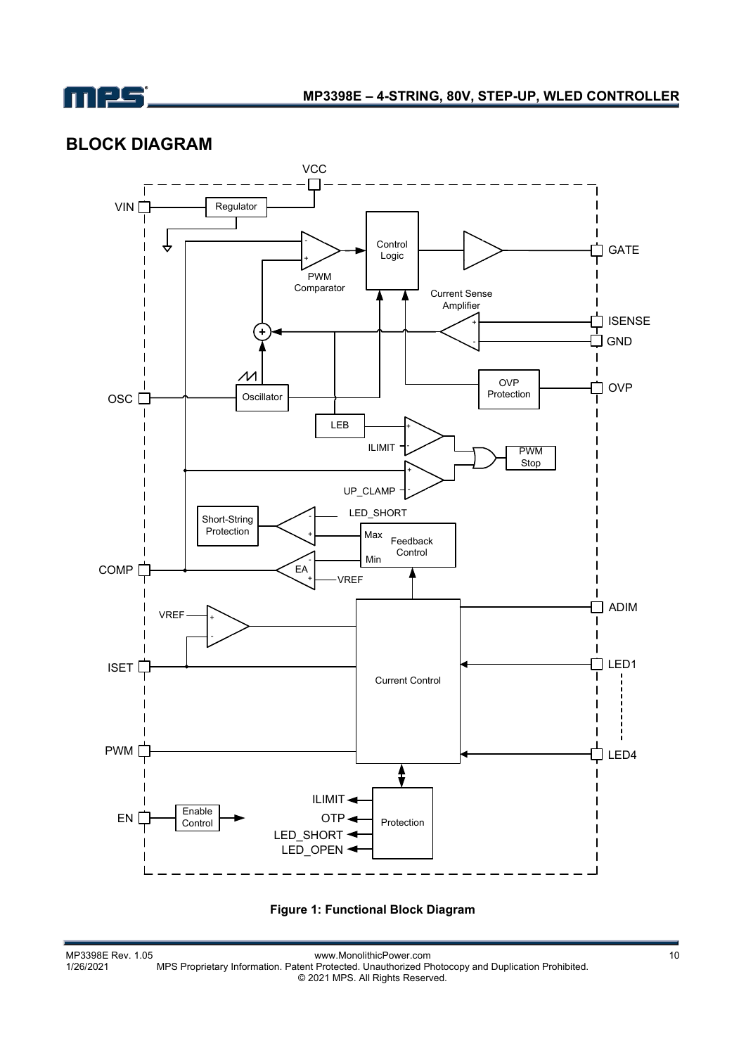## BLOCK DIAGRAM

**Figure 1: Functional Block Diagram**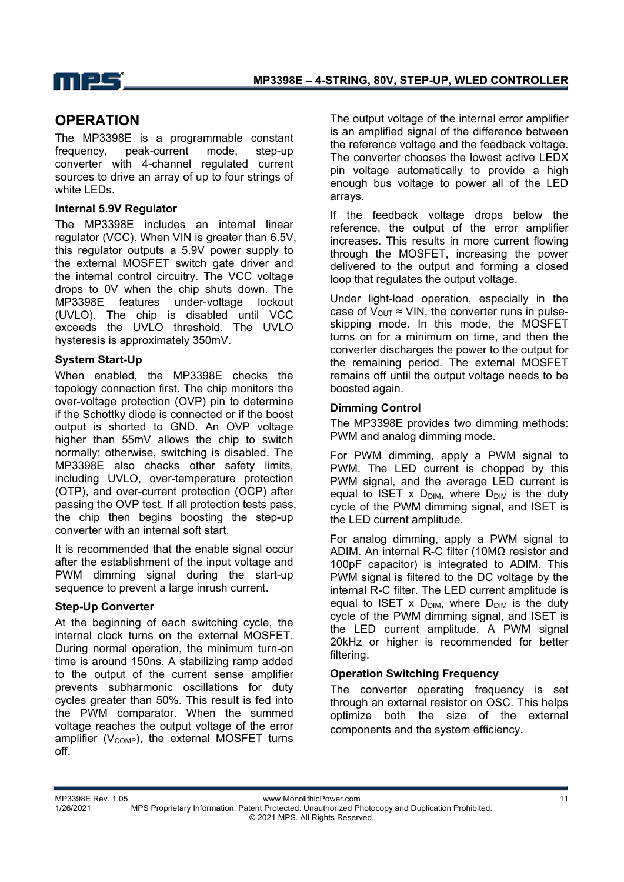## OPERATION

The MP3398E is a programmable constant frequency, peak-current mode, step-up converter with 4-channel regulated current sources to drive an array of up to four strings of white LEDs.

### Internal 5.9V Regulator

The MP3398E includes an internal linear regulator (VCC). When VIN is greater than 6.5V, this regulator outputs a 5.9V power supply to the external MOSFET switch gate driver and the internal control circuitry. The VCC voltage drops to 0V when the chip shuts down. The MP3398E features under-voltage lockout (UVLO). The chip is disabled until VCC exceeds the UVLO threshold. The UVLO hysteresis is approximately 350mV.

### System Start-Up

When enabled, the MP3398E checks the topology connection first. The chip monitors the over-voltage protection (OVP) pin to determine if the Schottky diode is connected or if the boost output is shorted to GND. An OVP voltage higher than 55mV allows the chip to switch normally; otherwise, switching is disabled. The MP3398E also checks other safety limits, including UVLO, over-temperature protection (OTP), and over-current protection (OCP) after passing the OVP test. If all protection tests pass, the chip then begins boosting the step-up converter with an internal soft start.

It is recommended that the enable signal occur after the establishment of the input voltage and PWM dimming signal during the start-up sequence to prevent a large inrush current.

### Step-Up Converter

At the beginning of each switching cycle, the internal clock turns on the external MOSFET. During normal operation, the minimum turn-on time is around 150ns. A stabilizing ramp added to the output of the current sense amplifier prevents subharmonic oscillations for duty cycles greater than 50%. This result is fed into the PWM comparator. When the summed voltage reaches the output voltage of the error amplifier ($V_{COMP}$), the external MOSFET turns off.

The output voltage of the internal error amplifier is an amplified signal of the difference between the reference voltage and the feedback voltage. The converter chooses the lowest active LEDX pin voltage automatically to provide a high enough bus voltage to power all of the LED arrays.

If the feedback voltage drops below the reference, the output of the error amplifier increases. This results in more current flowing through the MOSFET, increasing the power delivered to the output and forming a closed loop that regulates the output voltage.

Under light-load operation, especially in the case of $V_{OUT} \approx$ VIN, the converter runs in pulse-skipping mode. In this mode, the MOSFET turns on for a minimum on time, and then the converter discharges the power to the output for the remaining period. The external MOSFET remains off until the output voltage needs to be boosted again.

### Dimming Control

The MP3398E provides two dimming methods: PWM and analog dimming mode.

For PWM dimming, apply a PWM signal to PWM. The LED current is chopped by this PWM signal, and the average LED current is equal to ISET x $D_{DIM}$, where $D_{DIM}$ is the duty cycle of the PWM dimming signal, and ISET is the LED current amplitude.

For analog dimming, apply a PWM signal to ADIM. An internal R-C filter (10MΩ resistor and 100pF capacitor) is integrated to ADIM. This PWM signal is filtered to the DC voltage by the internal R-C filter. The LED current amplitude is equal to ISET x $D_{DIM}$, where $D_{DIM}$ is the duty cycle of the PWM dimming signal, and ISET is the LED current amplitude. A PWM signal 20kHz or higher is recommended for better filtering.

### Operation Switching Frequency

The converter operating frequency is set through an external resistor on OSC. This helps optimize both the size of the external components and the system efficiency.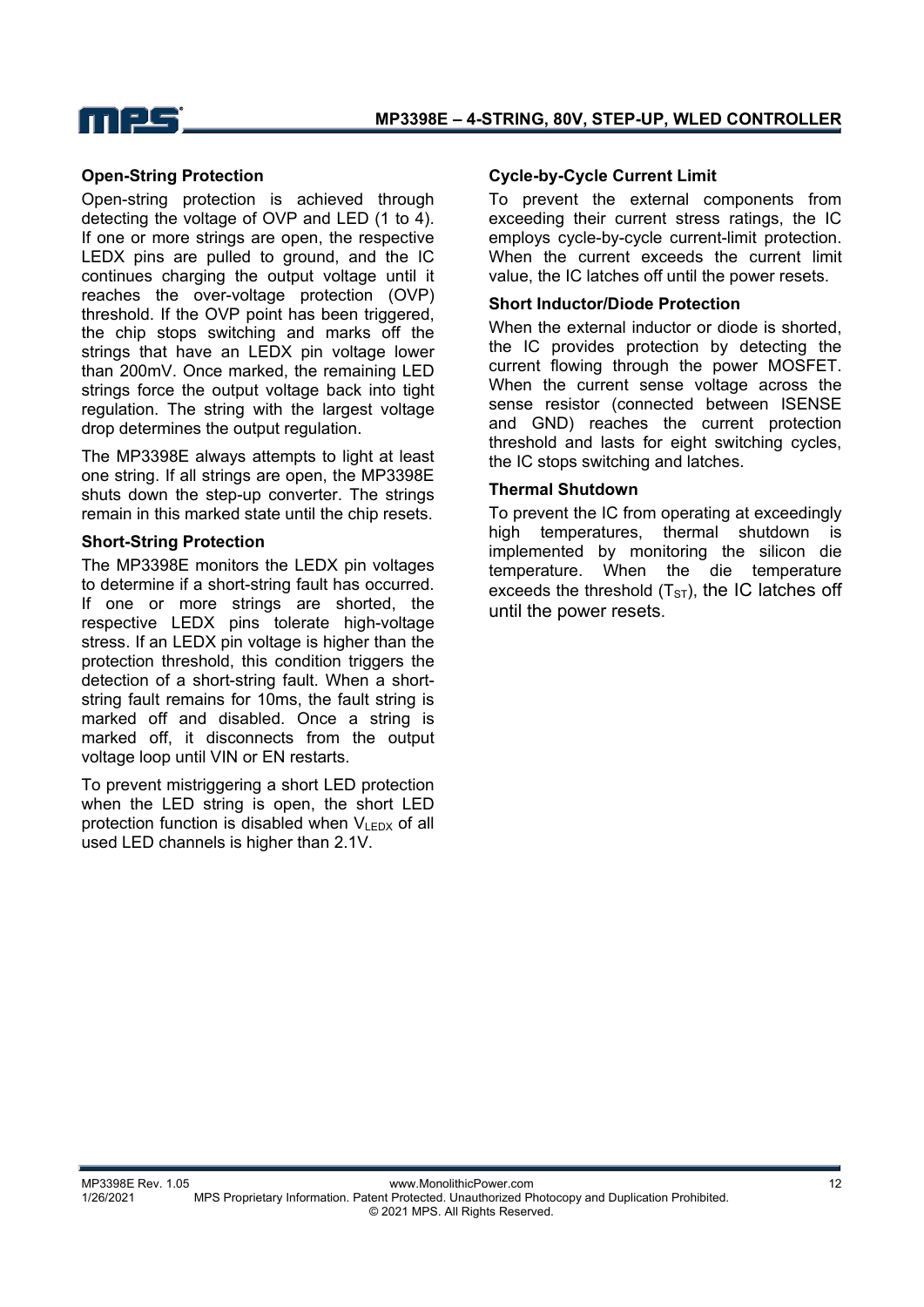### Open-String Protection

Open-string protection is achieved through detecting the voltage of OVP and LED (1 to 4). If one or more strings are open, the respective LEDX pins are pulled to ground, and the IC continues charging the output voltage until it reaches the over-voltage protection (OVP) threshold. If the OVP point has been triggered, the chip stops switching and marks off the strings that have an LEDX pin voltage lower than 200mV. Once marked, the remaining LED strings force the output voltage back into tight regulation. The string with the largest voltage drop determines the output regulation.

The MP3398E always attempts to light at least one string. If all strings are open, the MP3398E shuts down the step-up converter. The strings remain in this marked state until the chip resets.

### Short-String Protection

The MP3398E monitors the LEDX pin voltages to determine if a short-string fault has occurred. If one or more strings are shorted, the respective LEDX pins tolerate high-voltage stress. If an LEDX pin voltage is higher than the protection threshold, this condition triggers the detection of a short-string fault. When a short-string fault remains for 10ms, the fault string is marked off and disabled. Once a string is marked off, it disconnects from the output voltage loop until VIN or EN restarts.

To prevent mistriggering a short LED protection when the LED string is open, the short LED protection function is disabled when $V_{LEDX}$ of all used LED channels is higher than 2.1V.

### Cycle-by-Cycle Current Limit

To prevent the external components from exceeding their current stress ratings, the IC employs cycle-by-cycle current-limit protection. When the current exceeds the current limit value, the IC latches off until the power resets.

### Short Inductor/Diode Protection

When the external inductor or diode is shorted, the IC provides protection by detecting the current flowing through the power MOSFET. When the current sense voltage across the sense resistor (connected between ISENSE and GND) reaches the current protection threshold and lasts for eight switching cycles, the IC stops switching and latches.

### Thermal Shutdown

To prevent the IC from operating at exceedingly high temperatures, thermal shutdown is implemented by monitoring the silicon die temperature. When the die temperature exceeds the threshold ($T_{ST}$), the IC latches off until the power resets.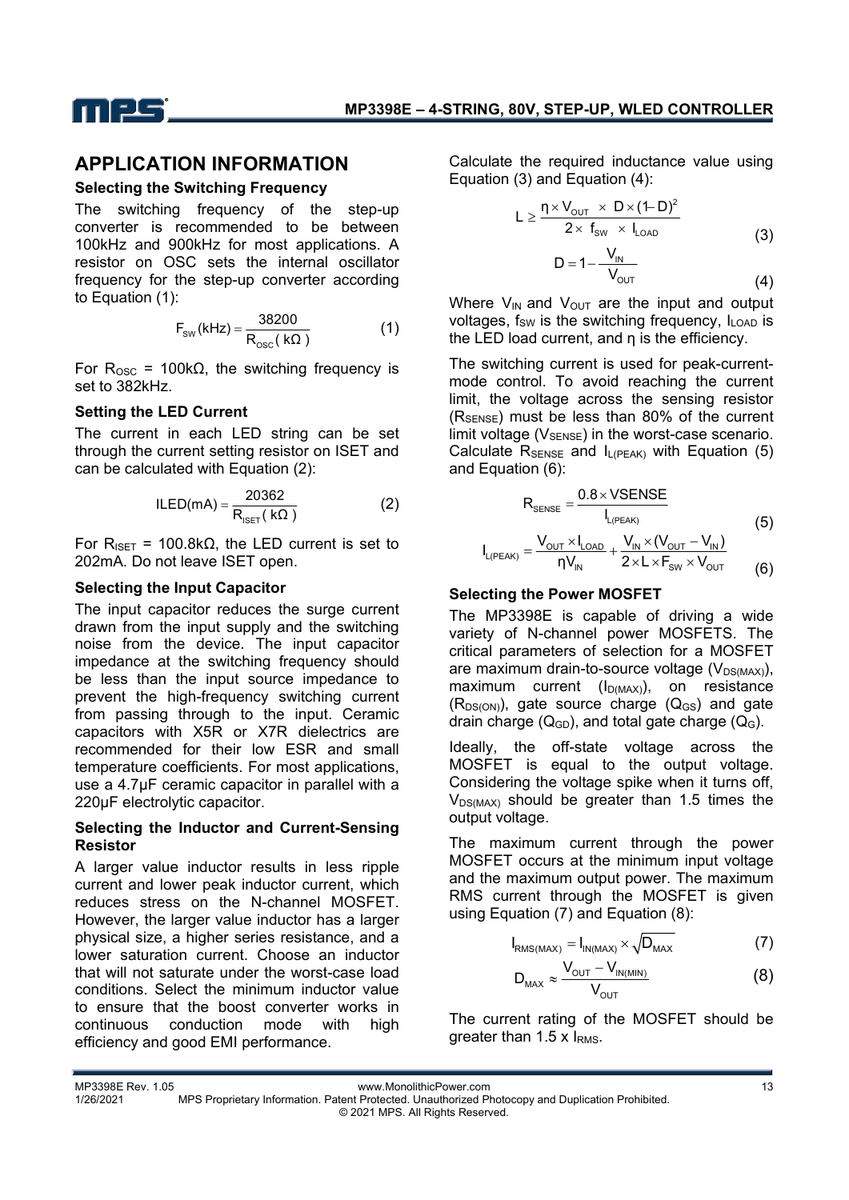## APPLICATION INFORMATION

### Selecting the Switching Frequency

The switching frequency of the step-up converter is recommended to be between 100kHz and 900kHz for most applications. A resistor on OSC sets the internal oscillator frequency for the step-up converter according to Equation (1):

$$F_{SW}(kHz) = \frac{38200}{R_{OSC}(k\Omega)} \quad (1)$$

For $R_{OSC}$ = 100kΩ, the switching frequency is set to 382kHz.

### Setting the LED Current

The current in each LED string can be set through the current setting resistor on ISET and can be calculated with Equation (2):

$$ILED(mA) = \frac{20362}{R_{ISET}(k\Omega)} \quad (2)$$

For $R_{ISET}$ = 100.8kΩ, the LED current is set to 202mA. Do not leave ISET open.

### Selecting the Input Capacitor

The input capacitor reduces the surge current drawn from the input supply and the switching noise from the device. The input capacitor impedance at the switching frequency should be less than the input source impedance to prevent the high-frequency switching current from passing through to the input. Ceramic capacitors with X5R or X7R dielectrics are recommended for their low ESR and small temperature coefficients. For most applications, use a 4.7µF ceramic capacitor in parallel with a 220µF electrolytic capacitor.

### Selecting the Inductor and Current-Sensing Resistor

A larger value inductor results in less ripple current and lower peak inductor current, which reduces stress on the N-channel MOSFET. However, the larger value inductor has a larger physical size, a higher series resistance, and a lower saturation current. Choose an inductor that will not saturate under the worst-case load conditions. Select the minimum inductor value to ensure that the boost converter works in continuous conduction mode with high efficiency and good EMI performance.

Calculate the required inductance value using Equation (3) and Equation (4):

$$L \geq \frac{\eta \times V_{OUT} \times D \times (1-D)^2}{2 \times f_{SW} \times I_{LOAD}} \quad (3)$$

$$D = 1 - \frac{V_{IN}}{V_{OUT}} \quad (4)$$

Where $V_{IN}$ and $V_{OUT}$ are the input and output voltages, $f_{SW}$ is the switching frequency, $I_{LOAD}$ is the LED load current, and η is the efficiency.

The switching current is used for peak-current-mode control. To avoid reaching the current limit, the voltage across the sensing resistor ($R_{SENSE}$) must be less than 80% of the current limit voltage ($V_{SENSE}$) in the worst-case scenario. Calculate $R_{SENSE}$ and $I_{L(PEAK)}$ with Equation (5) and Equation (6):

$$R_{SENSE} = \frac{0.8 \times VSENSE}{I_{L(PEAK)}} \quad (5)$$

$$I_{L(PEAK)} = \frac{V_{OUT} \times I_{LOAD}}{\eta V_{IN}} + \frac{V_{IN} \times (V_{OUT} - V_{IN})}{2 \times L \times F_{SW} \times V_{OUT}} \quad (6)$$

### Selecting the Power MOSFET

The MP3398E is capable of driving a wide variety of N-channel power MOSFETS. The critical parameters of selection for a MOSFET are maximum drain-to-source voltage ($V_{DS(MAX)}$), maximum current ($I_{D(MAX)}$), on resistance ($R_{DS(ON)}$), gate source charge ($Q_{GS}$) and gate drain charge ($Q_{GD}$), and total gate charge ($Q_G$).

Ideally, the off-state voltage across the MOSFET is equal to the output voltage. Considering the voltage spike when it turns off, $V_{DS(MAX)}$ should be greater than 1.5 times the output voltage.

The maximum current through the power MOSFET occurs at the minimum input voltage and the maximum output power. The maximum RMS current through the MOSFET is given using Equation (7) and Equation (8):

$$I_{RMS(MAX)} = I_{IN(MAX)} \times \sqrt{D_{MAX}} \quad (7)$$

$$D_{MAX} \approx \frac{V_{OUT} - V_{IN(MIN)}}{V_{OUT}} \quad (8)$$

The current rating of the MOSFET should be greater than 1.5 x $I_{RMS}$.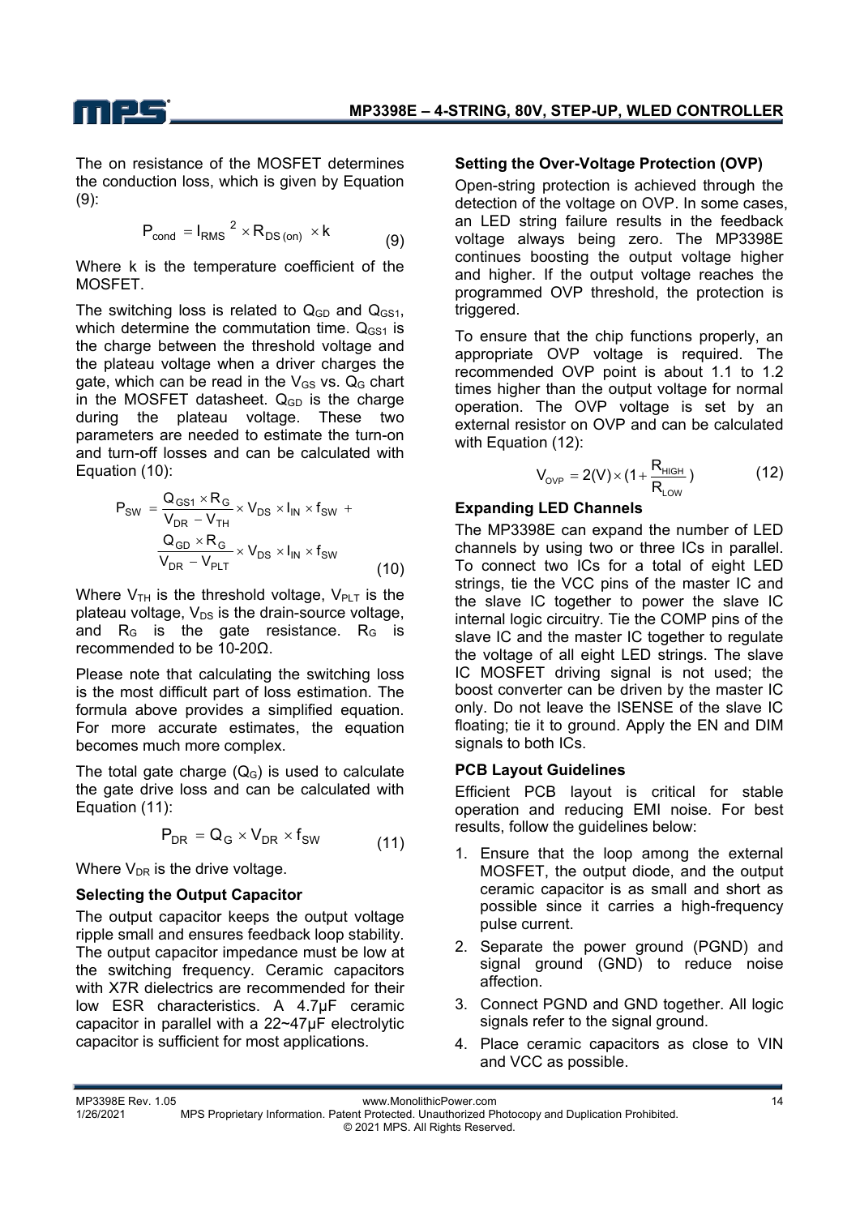The on resistance of the MOSFET determines the conduction loss, which is given by Equation (9):

$$P_{cond} = I_{RMS}{}^{2} \times R_{DS(on)} \times k \tag{9}$$

Where k is the temperature coefficient of the MOSFET.

The switching loss is related to $Q_{GD}$ and $Q_{GS1}$, which determine the commutation time. $Q_{GS1}$ is the charge between the threshold voltage and the plateau voltage when a driver charges the gate, which can be read in the $V_{GS}$ vs. $Q_G$ chart in the MOSFET datasheet. $Q_{GD}$ is the charge during the plateau voltage. These two parameters are needed to estimate the turn-on and turn-off losses and can be calculated with Equation (10):

$$P_{SW} = \frac{Q_{GS1} \times R_G}{V_{DR} - V_{TH}} \times V_{DS} \times I_{IN} \times f_{SW} + \frac{Q_{GD} \times R_G}{V_{DR} - V_{PLT}} \times V_{DS} \times I_{IN} \times f_{SW} \tag{10}$$

Where $V_{TH}$ is the threshold voltage, $V_{PLT}$ is the plateau voltage, $V_{DS}$ is the drain-source voltage, and $R_G$ is the gate resistance. $R_G$ is recommended to be 10-20Ω.

Please note that calculating the switching loss is the most difficult part of loss estimation. The formula above provides a simplified equation. For more accurate estimates, the equation becomes much more complex.

The total gate charge ($Q_G$) is used to calculate the gate drive loss and can be calculated with Equation (11):

$$P_{DR} = Q_G \times V_{DR} \times f_{SW} \tag{11}$$

Where $V_{DR}$ is the drive voltage.

### Selecting the Output Capacitor

The output capacitor keeps the output voltage ripple small and ensures feedback loop stability. The output capacitor impedance must be low at the switching frequency. Ceramic capacitors with X7R dielectrics are recommended for their low ESR characteristics. A 4.7μF ceramic capacitor in parallel with a 22~47μF electrolytic capacitor is sufficient for most applications.

### Setting the Over-Voltage Protection (OVP)

Open-string protection is achieved through the detection of the voltage on OVP. In some cases, an LED string failure results in the feedback voltage always being zero. The MP3398E continues boosting the output voltage higher and higher. If the output voltage reaches the programmed OVP threshold, the protection is triggered.

To ensure that the chip functions properly, an appropriate OVP voltage is required. The recommended OVP point is about 1.1 to 1.2 times higher than the output voltage for normal operation. The OVP voltage is set by an external resistor on OVP and can be calculated with Equation (12):

$$V_{OVP} = 2(V) \times (1 + \frac{R_{HIGH}}{R_{LOW}}) \tag{12}$$

### Expanding LED Channels

The MP3398E can expand the number of LED channels by using two or three ICs in parallel. To connect two ICs for a total of eight LED strings, tie the VCC pins of the master IC and the slave IC together to power the slave IC internal logic circuitry. Tie the COMP pins of the slave IC and the master IC together to regulate the voltage of all eight LED strings. The slave IC MOSFET driving signal is not used; the boost converter can be driven by the master IC only. Do not leave the ISENSE of the slave IC floating; tie it to ground. Apply the EN and DIM signals to both ICs.

### PCB Layout Guidelines

Efficient PCB layout is critical for stable operation and reducing EMI noise. For best results, follow the guidelines below:

1. Ensure that the loop among the external MOSFET, the output diode, and the output ceramic capacitor is as small and short as possible since it carries a high-frequency pulse current.
2. Separate the power ground (PGND) and signal ground (GND) to reduce noise affection.
3. Connect PGND and GND together. All logic signals refer to the signal ground.
4. Place ceramic capacitors as close to VIN and VCC as possible.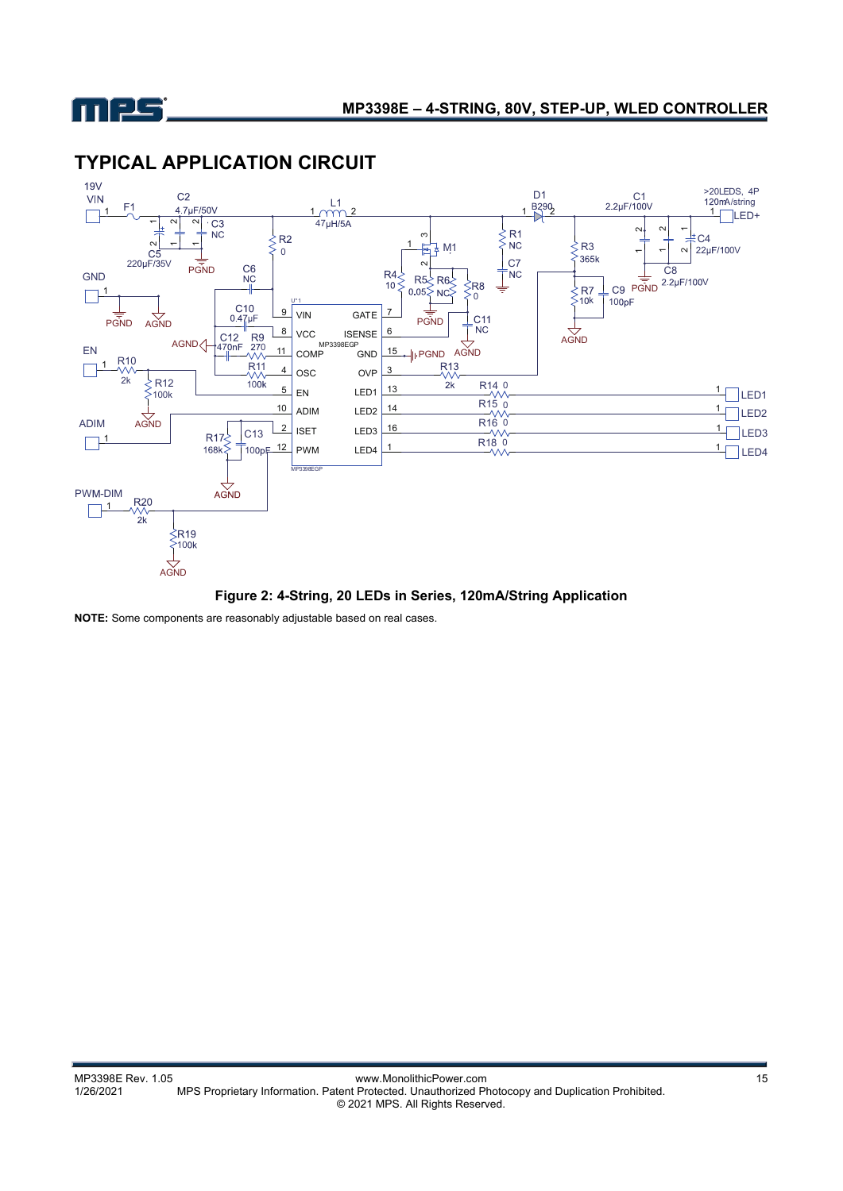## TYPICAL APPLICATION CIRCUIT

**Figure 2: 4-String, 20 LEDs in Series, 120mA/String Application**

**NOTE:** Some components are reasonably adjustable based on real cases.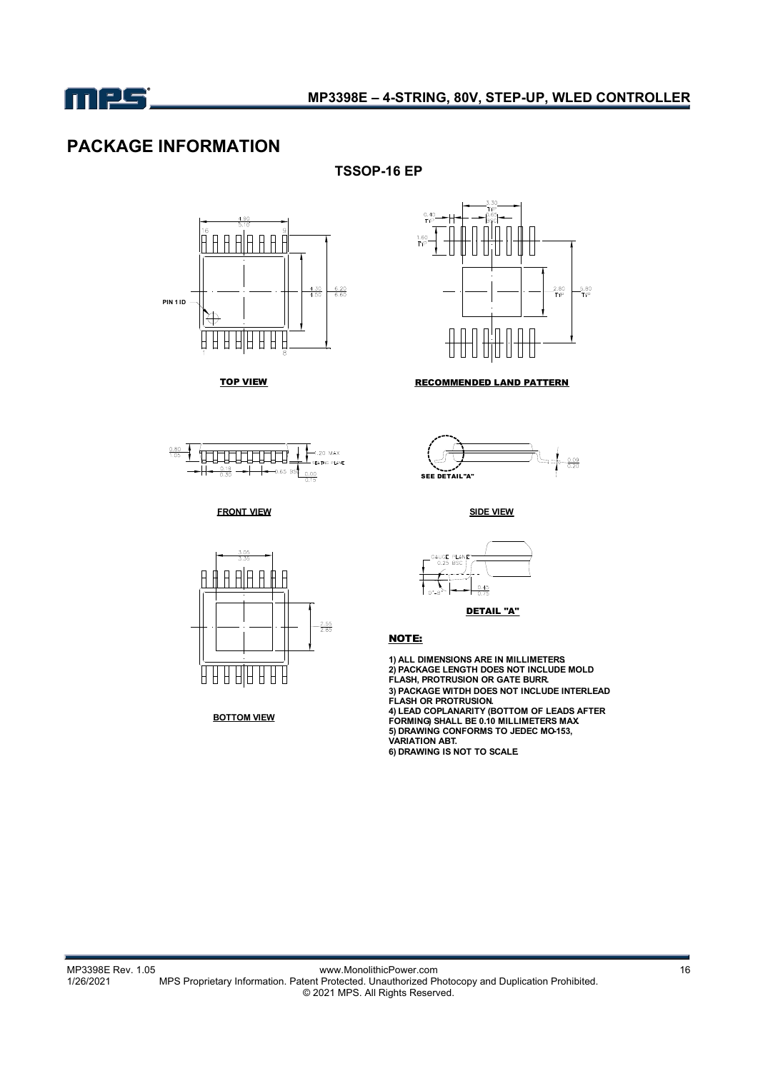# PACKAGE INFORMATION

**TSSOP-16 EP**

TOP VIEW

RECOMMENDED LAND PATTERN

FRONT VIEW

SIDE VIEW

BOTTOM VIEW

DETAIL "A"

**NOTE:**

1) ALL DIMENSIONS ARE IN MILLIMETERS
2) PACKAGE LENGTH DOES NOT INCLUDE MOLD FLASH, PROTRUSION OR GATE BURR.
3) PACKAGE WITDH DOES NOT INCLUDE INTERLEAD FLASH OR PROTRUSION.
4) LEAD COPLANARITY (BOTTOM OF LEADS AFTER FORMING) SHALL BE 0.10 MILLIMETERS MAX
5) DRAWING CONFORMS TO JEDEC MO-153, VARIATION ABT.
6) DRAWING IS NOT TO SCALE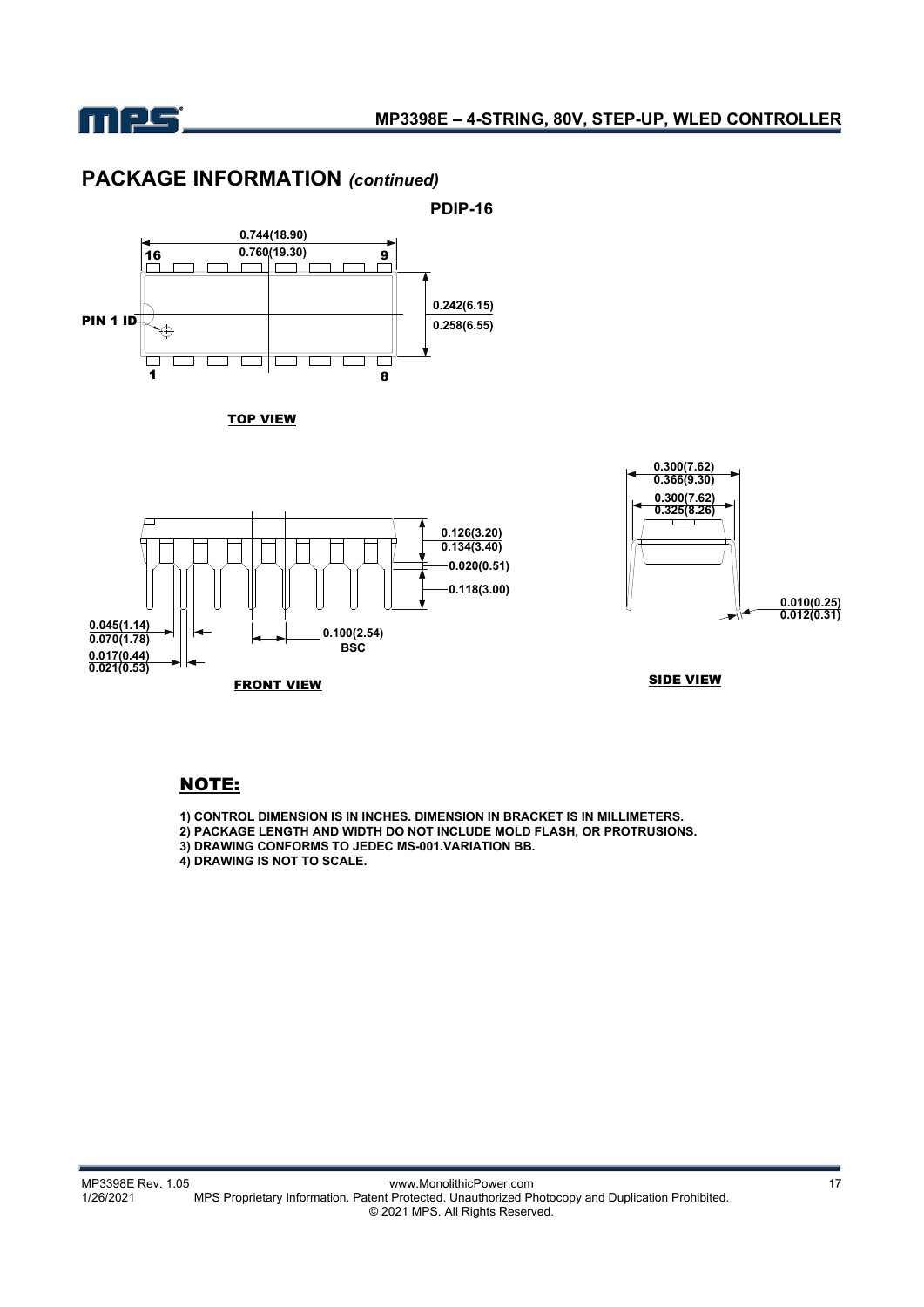## PACKAGE INFORMATION *(continued)*

**PDIP-16**

16 9

0.744(18.90)
0.760(19.30)

PIN 1 ID

0.242(6.15)
0.258(6.55)

1 8

TOP VIEW

0.126(3.20)
0.134(3.40)

0.020(0.51)

0.118(3.00)

0.045(1.14)
0.070(1.78)

0.017(0.44)
0.021(0.53)

0.100(2.54)
BSC

FRONT VIEW

0.300(7.62)
0.366(9.30)

0.300(7.62)
0.325(8.26)

0.010(0.25)
0.012(0.31)

SIDE VIEW

### NOTE:

1) CONTROL DIMENSION IS IN INCHES. DIMENSION IN BRACKET IS IN MILLIMETERS.
2) PACKAGE LENGTH AND WIDTH DO NOT INCLUDE MOLD FLASH, OR PROTRUSIONS.
3) DRAWING CONFORMS TO JEDEC MS-001.VARIATION BB.
4) DRAWING IS NOT TO SCALE.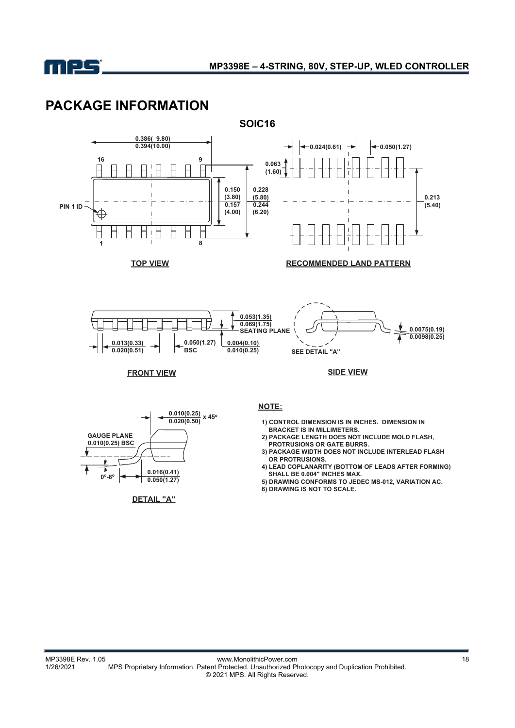# PACKAGE INFORMATION

## SOIC16

0.386( 9.80)
0.394(10.00)

16 9

PIN 1 ID

1 8

0.150 (3.80)
0.157 (4.00)

0.228 (5.80)
0.244 (6.20)

**TOP VIEW**

0.024(0.61)
0.050(1.27)
0.063 (1.60)
0.213 (5.40)

**RECOMMENDED LAND PATTERN**

0.053(1.35)
0.069(1.75)
SEATING PLANE

0.013(0.33)
0.020(0.51)

0.050(1.27) BSC

0.004(0.10)
0.010(0.25)

**FRONT VIEW**

SEE DETAIL "A"

0.0075(0.19)
0.0098(0.25)

**SIDE VIEW**

0.010(0.25)
0.020(0.50) x 45°

GAUGE PLANE
0.010(0.25) BSC

0°-8°

0.016(0.41)
0.050(1.27)

**DETAIL "A"**

**NOTE:**

1) CONTROL DIMENSION IS IN INCHES. DIMENSION IN BRACKET IS IN MILLIMETERS.
2) PACKAGE LENGTH DOES NOT INCLUDE MOLD FLASH, PROTRUSIONS OR GATE BURRS.
3) PACKAGE WIDTH DOES NOT INCLUDE INTERLEAD FLASH OR PROTRUSIONS.
4) LEAD COPLANARITY (BOTTOM OF LEADS AFTER FORMING) SHALL BE 0.004" INCHES MAX.
5) DRAWING CONFORMS TO JEDEC MS-012, VARIATION AC.
6) DRAWING IS NOT TO SCALE.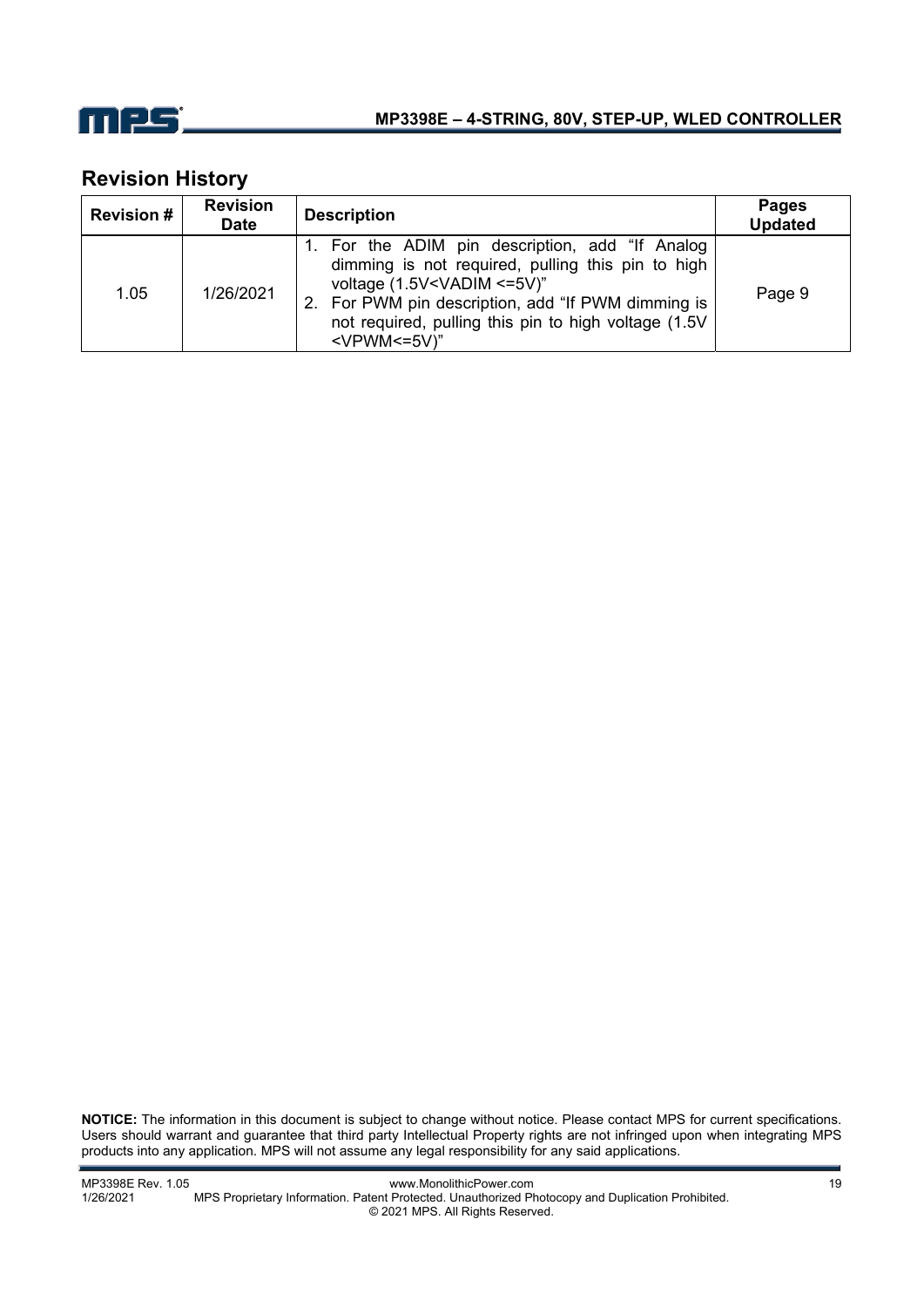## Revision History

| Revision # | Revision Date | Description | Pages Updated |
|---|---|---|---|
| 1.05 | 1/26/2021 | 1. For the ADIM pin description, add “If Analog dimming is not required, pulling this pin to high voltage (1.5V<VADIM <=5V)”<br>2. For PWM pin description, add “If PWM dimming is not required, pulling this pin to high voltage (1.5V <VPWM<=5V)” | Page 9 |

**NOTICE:** The information in this document is subject to change without notice. Please contact MPS for current specifications. Users should warrant and guarantee that third party Intellectual Property rights are not infringed upon when integrating MPS products into any application. MPS will not assume any legal responsibility for any said applications.